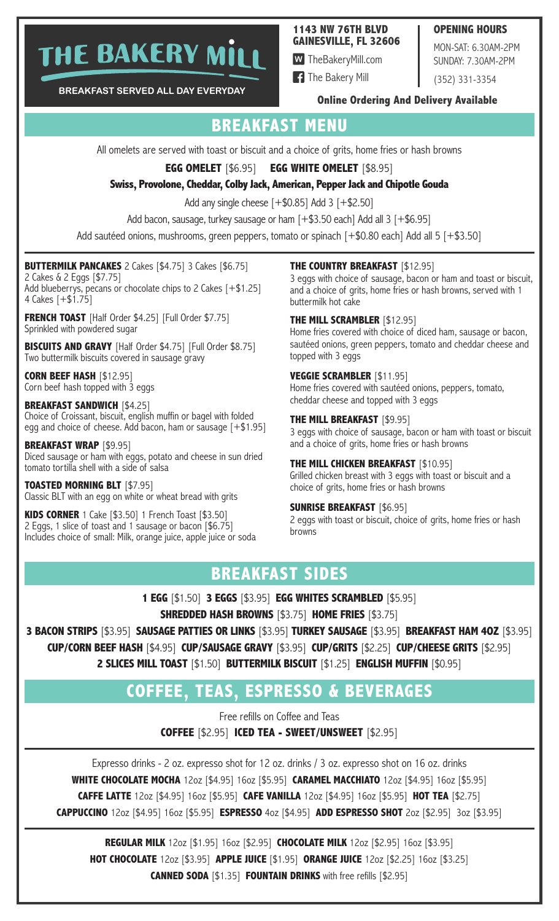# THE BAKERY MILL

**BREAKFAST SERVED ALL DAY EVERYDAY**

**1143 NW 76TH BLVD**
**GAINESVILLE, FL 32606**

TheBakeryMill.com

The Bakery Mill

**OPENING HOURS**

MON-SAT: 6.30AM-2PM
SUNDAY: 7.30AM-2PM

(352) 331-3354

**Online Ordering And Delivery Available**

## BREAKFAST MENU

All omelets are served with toast or biscuit and a choice of grits, home fries or hash browns

**EGG OMELET** [$6.95] **EGG WHITE OMELET** [$8.95]

**Swiss, Provolone, Cheddar, Colby Jack, American, Pepper Jack and Chipotle Gouda**

Add any single cheese [+$0.85] Add 3 [+$2.50]

Add bacon, sausage, turkey sausage or ham [+$3.50 each] Add all 3 [+$6.95]

Add sautéed onions, mushrooms, green peppers, tomato or spinach [+$0.80 each] Add all 5 [+$3.50]

**BUTTERMILK PANCAKES** 2 Cakes [$4.75] 3 Cakes [$6.75]
2 Cakes & 2 Eggs [$7.75]
Add blueberrys, pecans or chocolate chips to 2 Cakes [+$1.25]
4 Cakes [+$1.75]

**FRENCH TOAST** [Half Order $4.25] [Full Order $7.75]
Sprinkled with powdered sugar

**BISCUITS AND GRAVY** [Half Order $4.75] [Full Order $8.75]
Two buttermilk biscuits covered in sausage gravy

**CORN BEEF HASH** [$12.95]
Corn beef hash topped with 3 eggs

**BREAKFAST SANDWICH** [$4.25]
Choice of Croissant, biscuit, english muffin or bagel with folded egg and choice of cheese. Add bacon, ham or sausage [+$1.95]

**BREAKFAST WRAP** [$9.95]
Diced sausage or ham with eggs, potato and cheese in sun dried tomato tortilla shell with a side of salsa

**TOASTED MORNING BLT** [$7.95]
Classic BLT with an egg on white or wheat bread with grits

**KIDS CORNER** 1 Cake [$3.50] 1 French Toast [$3.50]
2 Eggs, 1 slice of toast and 1 sausage or bacon [$6.75]
Includes choice of small: Milk, orange juice, apple juice or soda

**THE COUNTRY BREAKFAST** [$12.95]
3 eggs with choice of sausage, bacon or ham and toast or biscuit, and a choice of grits, home fries or hash browns, served with 1 buttermilk hot cake

**THE MILL SCRAMBLER** [$12.95]
Home fries covered with choice of diced ham, sausage or bacon, sautéed onions, green peppers, tomato and cheddar cheese and topped with 3 eggs

**VEGGIE SCRAMBLER** [$11.95]
Home fries covered with sautéed onions, peppers, tomato, cheddar cheese and topped with 3 eggs

**THE MILL BREAKFAST** [$9.95]
3 eggs with choice of sausage, bacon or ham with toast or biscuit and a choice of grits, home fries or hash browns

**THE MILL CHICKEN BREAKFAST** [$10.95]
Grilled chicken breast with 3 eggs with toast or biscuit and a choice of grits, home fries or hash browns

**SUNRISE BREAKFAST** [$6.95]
2 eggs with toast or biscuit, choice of grits, home fries or hash browns

## BREAKFAST SIDES

**1 EGG** [$1.50] **3 EGGS** [$3.95] **EGG WHITES SCRAMBLED** [$5.95]

**SHREDDED HASH BROWNS** [$3.75] **HOME FRIES** [$3.75]

**3 BACON STRIPS** [$3.95] **SAUSAGE PATTIES OR LINKS** [$3.95] **TURKEY SAUSAGE** [$3.95] **BREAKFAST HAM 4OZ** [$3.95]

**CUP/CORN BEEF HASH** [$4.95] **CUP/SAUSAGE GRAVY** [$3.95] **CUP/GRITS** [$2.25] **CUP/CHEESE GRITS** [$2.95]

**2 SLICES MILL TOAST** [$1.50] **BUTTERMILK BISCUIT** [$1.25] **ENGLISH MUFFIN** [$0.95]

## COFFEE, TEAS, ESPRESSO & BEVERAGES

Free refills on Coffee and Teas

**COFFEE** [$2.95] **ICED TEA - SWEET/UNSWEET** [$2.95]

Expresso drinks - 2 oz. expresso shot for 12 oz. drinks / 3 oz. expresso shot on 16 oz. drinks

**WHITE CHOCOLATE MOCHA** 12oz [$4.95] 16oz [$5.95] **CARAMEL MACCHIATO** 12oz [$4.95] 16oz [$5.95]

**CAFFE LATTE** 12oz [$4.95] 16oz [$5.95] **CAFE VANILLA** 12oz [$4.95] 16oz [$5.95] **HOT TEA** [$2.75]

**CAPPUCCINO** 12oz [$4.95] 16oz [$5.95] **ESPRESSO** 4oz [$4.95] **ADD ESPRESSO SHOT** 2oz [$2.95] 3oz [$3.95]

**REGULAR MILK** 12oz [$1.95] 16oz [$2.95] **CHOCOLATE MILK** 12oz [$2.95] 16oz [$3.95]

**HOT CHOCOLATE** 12oz [$3.95] **APPLE JUICE** [$1.95] **ORANGE JUICE** 12oz [$2.25] 16oz [$3.25]

**CANNED SODA** [$1.35] **FOUNTAIN DRINKS** with free refills [$2.95]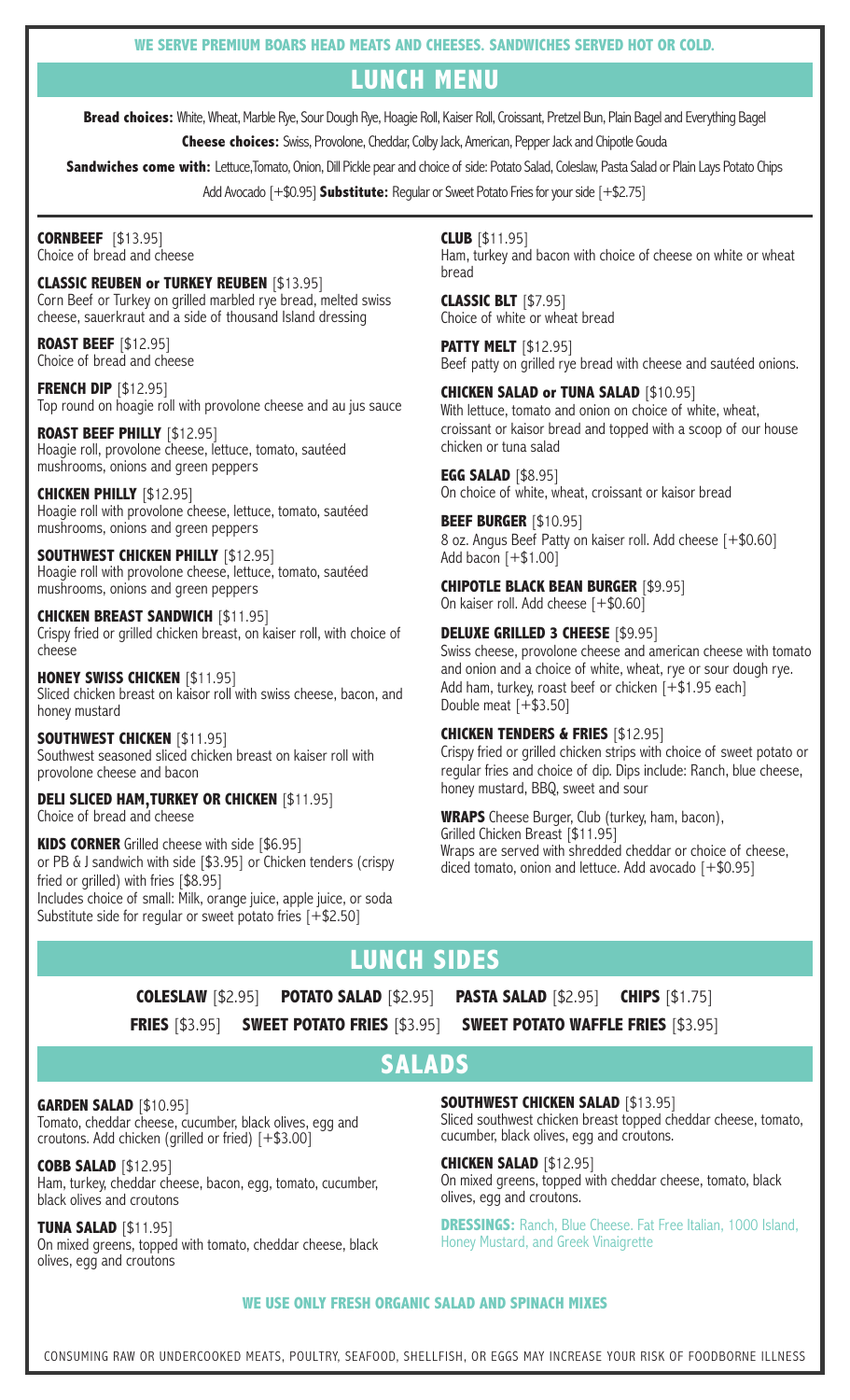**WE SERVE PREMIUM BOARS HEAD MEATS AND CHEESES. SANDWICHES SERVED HOT OR COLD.**

# LUNCH MENU

**Bread choices:** White, Wheat, Marble Rye, Sour Dough Rye, Hoagie Roll, Kaiser Roll, Croissant, Pretzel Bun, Plain Bagel and Everything Bagel

**Cheese choices:** Swiss, Provolone, Cheddar, Colby Jack, American, Pepper Jack and Chipotle Gouda

**Sandwiches come with:** Lettuce,Tomato, Onion, Dill Pickle pear and choice of side: Potato Salad, Coleslaw, Pasta Salad or Plain Lays Potato Chips

Add Avocado [+$0.95] **Substitute:** Regular or Sweet Potato Fries for your side [+$2.75]

**CORNBEEF** [$13.95]
Choice of bread and cheese

**CLASSIC REUBEN or TURKEY REUBEN** [$13.95]
Corn Beef or Turkey on grilled marbled rye bread, melted swiss cheese, sauerkraut and a side of thousand Island dressing

**ROAST BEEF** [$12.95]
Choice of bread and cheese

**FRENCH DIP** [$12.95]
Top round on hoagie roll with provolone cheese and au jus sauce

**ROAST BEEF PHILLY** [$12.95]
Hoagie roll, provolone cheese, lettuce, tomato, sautéed mushrooms, onions and green peppers

**CHICKEN PHILLY** [$12.95]
Hoagie roll with provolone cheese, lettuce, tomato, sautéed mushrooms, onions and green peppers

**SOUTHWEST CHICKEN PHILLY** [$12.95]
Hoagie roll with provolone cheese, lettuce, tomato, sautéed mushrooms, onions and green peppers

**CHICKEN BREAST SANDWICH** [$11.95]
Crispy fried or grilled chicken breast, on kaiser roll, with choice of cheese

**HONEY SWISS CHICKEN** [$11.95]
Sliced chicken breast on kaisor roll with swiss cheese, bacon, and honey mustard

**SOUTHWEST CHICKEN** [$11.95]
Southwest seasoned sliced chicken breast on kaiser roll with provolone cheese and bacon

**DELI SLICED HAM,TURKEY OR CHICKEN** [$11.95]
Choice of bread and cheese

**KIDS CORNER** Grilled cheese with side [$6.95]
or PB & J sandwich with side [$3.95] or Chicken tenders (crispy fried or grilled) with fries [$8.95]
Includes choice of small: Milk, orange juice, apple juice, or soda
Substitute side for regular or sweet potato fries [+$2.50]

**CLUB** [$11.95]
Ham, turkey and bacon with choice of cheese on white or wheat bread

**CLASSIC BLT** [$7.95]
Choice of white or wheat bread

**PATTY MELT** [$12.95]
Beef patty on grilled rye bread with cheese and sautéed onions.

**CHICKEN SALAD or TUNA SALAD** [$10.95]
With lettuce, tomato and onion on choice of white, wheat, croissant or kaisor bread and topped with a scoop of our house chicken or tuna salad

**EGG SALAD** [$8.95]
On choice of white, wheat, croissant or kaisor bread

**BEEF BURGER** [$10.95]
8 oz. Angus Beef Patty on kaiser roll. Add cheese [+$0.60]
Add bacon [+$1.00]

**CHIPOTLE BLACK BEAN BURGER** [$9.95]
On kaiser roll. Add cheese [+$0.60]

**DELUXE GRILLED 3 CHEESE** [$9.95]
Swiss cheese, provolone cheese and american cheese with tomato and onion and a choice of white, wheat, rye or sour dough rye.
Add ham, turkey, roast beef or chicken [+$1.95 each]
Double meat [+$3.50]

**CHICKEN TENDERS & FRIES** [$12.95]
Crispy fried or grilled chicken strips with choice of sweet potato or regular fries and choice of dip. Dips include: Ranch, blue cheese, honey mustard, BBQ, sweet and sour

**WRAPS** Cheese Burger, Club (turkey, ham, bacon),
Grilled Chicken Breast [$11.95]
Wraps are served with shredded cheddar or choice of cheese, diced tomato, onion and lettuce. Add avocado [+$0.95]

# LUNCH SIDES

**COLESLAW** [$2.95] **POTATO SALAD** [$2.95] **PASTA SALAD** [$2.95] **CHIPS** [$1.75]

**FRIES** [$3.95] **SWEET POTATO FRIES** [$3.95] **SWEET POTATO WAFFLE FRIES** [$3.95]

# SALADS

**GARDEN SALAD** [$10.95]
Tomato, cheddar cheese, cucumber, black olives, egg and croutons. Add chicken (grilled or fried) [+$3.00]

**COBB SALAD** [$12.95]
Ham, turkey, cheddar cheese, bacon, egg, tomato, cucumber, black olives and croutons

**TUNA SALAD** [$11.95]
On mixed greens, topped with tomato, cheddar cheese, black olives, egg and croutons

**SOUTHWEST CHICKEN SALAD** [$13.95]
Sliced southwest chicken breast topped cheddar cheese, tomato, cucumber, black olives, egg and croutons.

**CHICKEN SALAD** [$12.95]
On mixed greens, topped with cheddar cheese, tomato, black olives, egg and croutons.

**DRESSINGS:** Ranch, Blue Cheese. Fat Free Italian, 1000 Island, Honey Mustard, and Greek Vinaigrette

**WE USE ONLY FRESH ORGANIC SALAD AND SPINACH MIXES**

CONSUMING RAW OR UNDERCOOKED MEATS, POULTRY, SEAFOOD, SHELLFISH, OR EGGS MAY INCREASE YOUR RISK OF FOODBORNE ILLNESS